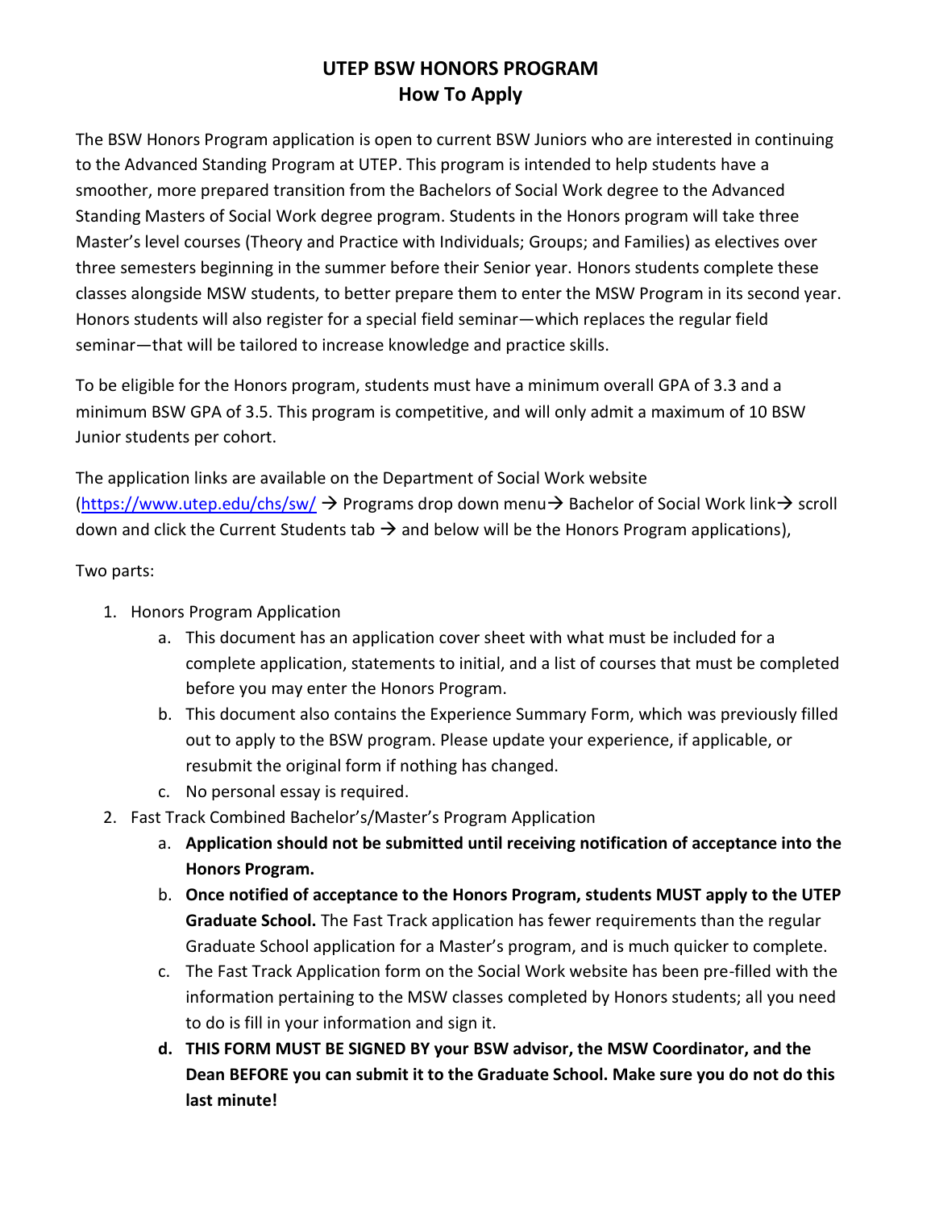# UTEP BSW HONORS PROGRAM
## How To Apply

The BSW Honors Program application is open to current BSW Juniors who are interested in continuing to the Advanced Standing Program at UTEP. This program is intended to help students have a smoother, more prepared transition from the Bachelors of Social Work degree to the Advanced Standing Masters of Social Work degree program. Students in the Honors program will take three Master's level courses (Theory and Practice with Individuals; Groups; and Families) as electives over three semesters beginning in the summer before their Senior year. Honors students complete these classes alongside MSW students, to better prepare them to enter the MSW Program in its second year. Honors students will also register for a special field seminar—which replaces the regular field seminar—that will be tailored to increase knowledge and practice skills.

To be eligible for the Honors program, students must have a minimum overall GPA of 3.3 and a minimum BSW GPA of 3.5. This program is competitive, and will only admit a maximum of 10 BSW Junior students per cohort.

The application links are available on the Department of Social Work website (https://www.utep.edu/chs/sw/ → Programs drop down menu→ Bachelor of Social Work link→ scroll down and click the Current Students tab → and below will be the Honors Program applications),

Two parts:

1. Honors Program Application
    a. This document has an application cover sheet with what must be included for a complete application, statements to initial, and a list of courses that must be completed before you may enter the Honors Program.
    b. This document also contains the Experience Summary Form, which was previously filled out to apply to the BSW program. Please update your experience, if applicable, or resubmit the original form if nothing has changed.
    c. No personal essay is required.
2. Fast Track Combined Bachelor's/Master's Program Application
    a. **Application should not be submitted until receiving notification of acceptance into the Honors Program.**
    b. **Once notified of acceptance to the Honors Program, students MUST apply to the UTEP Graduate School.** The Fast Track application has fewer requirements than the regular Graduate School application for a Master's program, and is much quicker to complete.
    c. The Fast Track Application form on the Social Work website has been pre-filled with the information pertaining to the MSW classes completed by Honors students; all you need to do is fill in your information and sign it.
    d. **THIS FORM MUST BE SIGNED BY your BSW advisor, the MSW Coordinator, and the Dean BEFORE you can submit it to the Graduate School. Make sure you do not do this last minute!**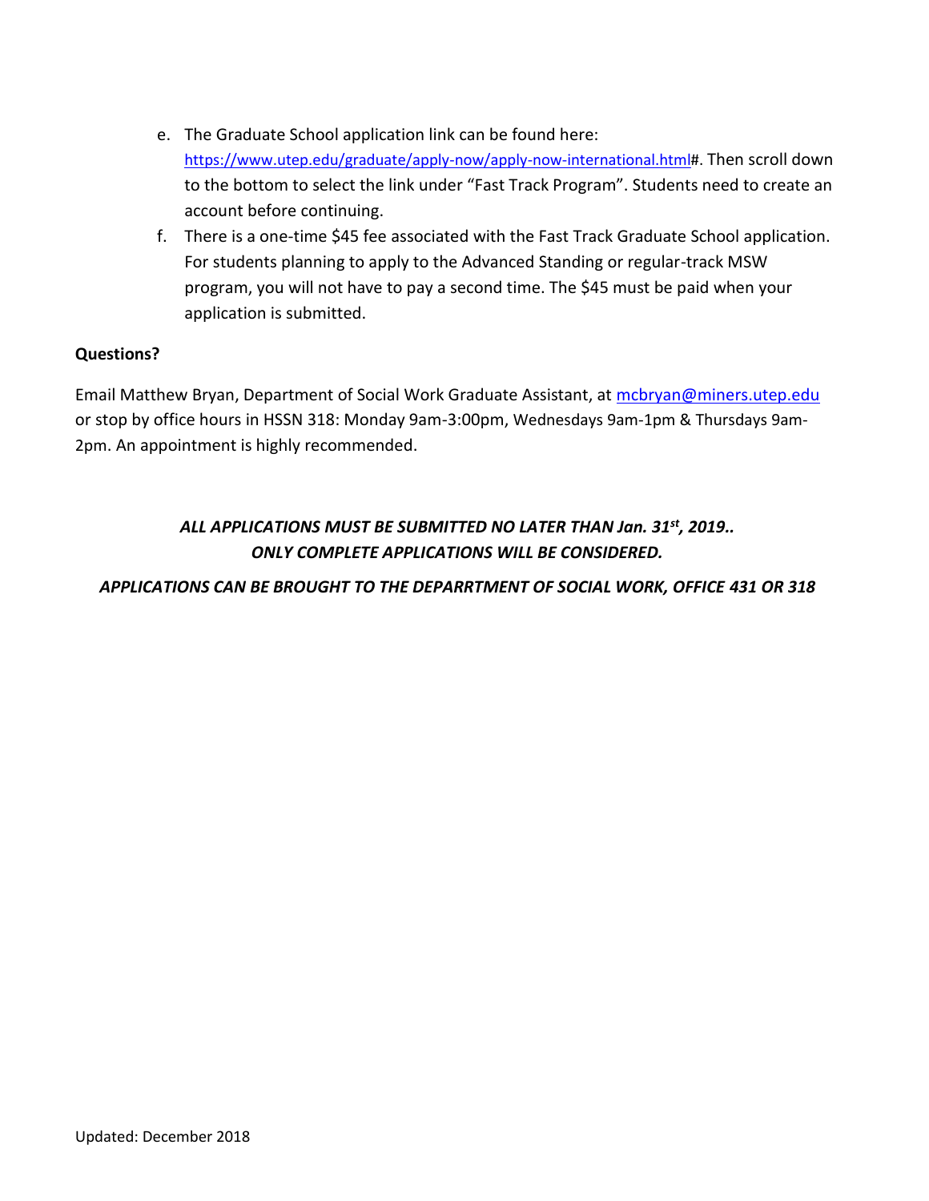e. The Graduate School application link can be found here: https://www.utep.edu/graduate/apply-now/apply-now-international.html#. Then scroll down to the bottom to select the link under "Fast Track Program". Students need to create an account before continuing.
f. There is a one-time $45 fee associated with the Fast Track Graduate School application. For students planning to apply to the Advanced Standing or regular-track MSW program, you will not have to pay a second time. The $45 must be paid when your application is submitted.

**Questions?**

Email Matthew Bryan, Department of Social Work Graduate Assistant, at mcbryan@miners.utep.edu or stop by office hours in HSSN 318: Monday 9am-3:00pm, Wednesdays 9am-1pm & Thursdays 9am-2pm. An appointment is highly recommended.

***ALL APPLICATIONS MUST BE SUBMITTED NO LATER THAN Jan. 31st, 2019..***
***ONLY COMPLETE APPLICATIONS WILL BE CONSIDERED.***

***APPLICATIONS CAN BE BROUGHT TO THE DEPARRTMENT OF SOCIAL WORK, OFFICE 431 OR 318***

Updated: December 2018